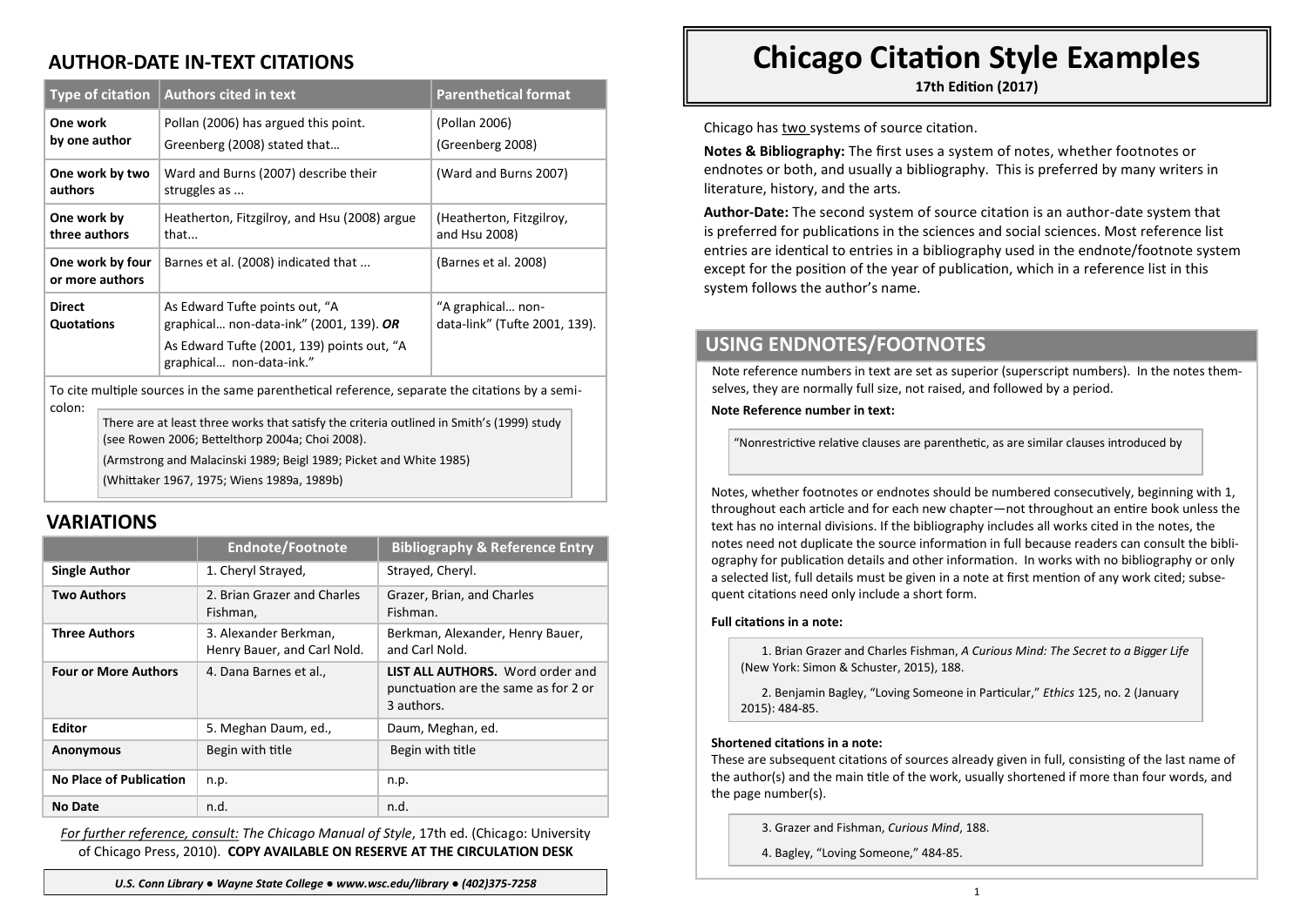## AUTHOR-DATE IN-TEXT CITATIONS

| Type of citation | Authors cited in text | Parenthetical format |
|---|---|---|
| **One work by one author** | Pollan (2006) has argued this point. Greenberg (2008) stated that… | (Pollan 2006) (Greenberg 2008) |
| **One work by two authors** | Ward and Burns (2007) describe their struggles as ... | (Ward and Burns 2007) |
| **One work by three authors** | Heatherton, Fitzgilroy, and Hsu (2008) argue that... | (Heatherton, Fitzgilroy, and Hsu 2008) |
| **One work by four or more authors** | Barnes et al. (2008) indicated that ... | (Barnes et al. 2008) |
| **Direct Quotations** | As Edward Tufte points out, "A graphical… non-data-ink" (2001, 139). ***OR*** As Edward Tufte (2001, 139) points out, "A graphical… non-data-ink." | "A graphical… non-data-link" (Tufte 2001, 139). |

To cite multiple sources in the same parenthetical reference, separate the citations by a semi-colon:

> There are at least three works that satisfy the criteria outlined in Smith's (1999) study (see Rowen 2006; Bettelthorp 2004a; Choi 2008).
>
> (Armstrong and Malacinski 1989; Beigl 1989; Picket and White 1985)
>
> (Whittaker 1967, 1975; Wiens 1989a, 1989b)

## VARIATIONS

| | Endnote/Footnote | Bibliography & Reference Entry |
|---|---|---|
| **Single Author** | 1. Cheryl Strayed, | Strayed, Cheryl. |
| **Two Authors** | 2. Brian Grazer and Charles Fishman, | Grazer, Brian, and Charles Fishman. |
| **Three Authors** | 3. Alexander Berkman, Henry Bauer, and Carl Nold. | Berkman, Alexander, Henry Bauer, and Carl Nold. |
| **Four or More Authors** | 4. Dana Barnes et al., | **LIST ALL AUTHORS.** Word order and punctuation are the same as for 2 or 3 authors. |
| **Editor** | 5. Meghan Daum, ed., | Daum, Meghan, ed. |
| **Anonymous** | Begin with title | Begin with title |
| **No Place of Publication** | n.p. | n.p. |
| **No Date** | n.d. | n.d. |

*For further reference, consult: The Chicago Manual of Style*, 17th ed. (Chicago: University of Chicago Press, 2010). **COPY AVAILABLE ON RESERVE AT THE CIRCULATION DESK**

***U.S. Conn Library ● Wayne State College ● www.wsc.edu/library ● (402)375-7258***

# Chicago Citation Style Examples

**17th Edition (2017)**

Chicago has two systems of source citation.

**Notes & Bibliography:** The first uses a system of notes, whether footnotes or endnotes or both, and usually a bibliography. This is preferred by many writers in literature, history, and the arts.

**Author-Date:** The second system of source citation is an author-date system that is preferred for publications in the sciences and social sciences. Most reference list entries are identical to entries in a bibliography used in the endnote/footnote system except for the position of the year of publication, which in a reference list in this system follows the author's name.

## USING ENDNOTES/FOOTNOTES

Note reference numbers in text are set as superior (superscript numbers). In the notes themselves, they are normally full size, not raised, and followed by a period.

**Note Reference number in text:**

> "Nonrestrictive relative clauses are parenthetic, as are similar clauses introduced by

Notes, whether footnotes or endnotes should be numbered consecutively, beginning with 1, throughout each article and for each new chapter—not throughout an entire book unless the text has no internal divisions. If the bibliography includes all works cited in the notes, the notes need not duplicate the source information in full because readers can consult the bibliography for publication details and other information. In works with no bibliography or only a selected list, full details must be given in a note at first mention of any work cited; subsequent citations need only include a short form.

**Full citations in a note:**

> 1. Brian Grazer and Charles Fishman, *A Curious Mind: The Secret to a Bigger Life* (New York: Simon & Schuster, 2015), 188.
>
> 2. Benjamin Bagley, "Loving Someone in Particular," *Ethics* 125, no. 2 (January 2015): 484-85.

**Shortened citations in a note:**

These are subsequent citations of sources already given in full, consisting of the last name of the author(s) and the main title of the work, usually shortened if more than four words, and the page number(s).

> 3. Grazer and Fishman, *Curious Mind*, 188.
>
> 4. Bagley, "Loving Someone," 484-85.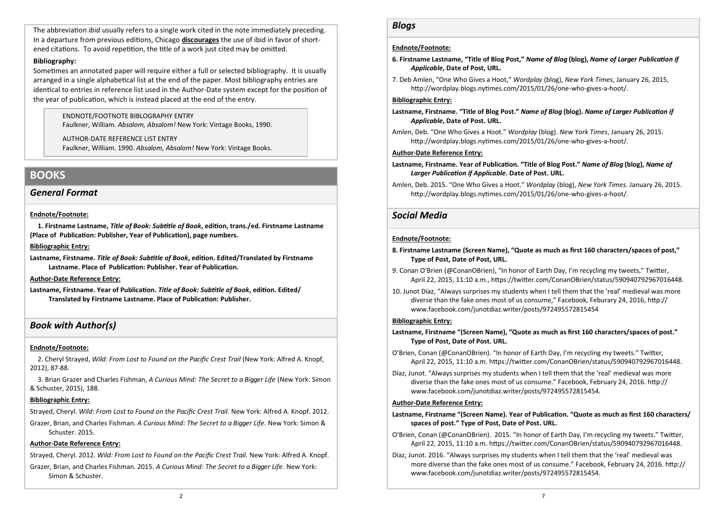The abbreviation *ibid* usually refers to a single work cited in the note immediately preceding. In a departure from previous editions, Chicago **discourages** the use of ibid in favor of shortened citations. To avoid repetition, the title of a work just cited may be omitted.

**Bibliography:**

Sometimes an annotated paper will require either a full or selected bibliography. It is usually arranged in a single alphabetical list at the end of the paper. Most bibliography entries are identical to entries in reference list used in the Author-Date system except for the position of the year of publication, which is instead placed at the end of the entry.

> ENDNOTE/FOOTNOTE BIBLOGRAPHY ENTRY
> Faulkner, William. *Absalom, Absalom!* New York: Vintage Books, 1990.
>
> AUTHOR-DATE REFERENCE LIST ENTRY
> Faulkner, William. 1990. *Absalom, Absalom!* New York: Vintage Books.

## BOOKS

### *General Format*

**Endnote/Footnote:**

**1. Firstname Lastname, *Title of Book: Subtitle of Book*, edition, trans./ed. Firstname Lastname (Place of Publication: Publisher, Year of Publication), page numbers.**

**Bibliographic Entry:**

**Lastname, Firstname. *Title of Book: Subtitle of Book*, edition. Edited/Translated by Firstname Lastname. Place of Publication: Publisher. Year of Publication.**

**Author-Date Reference Entry:**

**Lastname, Firstname. Year of Publication. *Title of Book: Subtitle of Book*, edition. Edited/ Translated by Firstname Lastname. Place of Publication: Publisher.**

### *Book with Author(s)*

**Endnote/Footnote:**

2. Cheryl Strayed, *Wild: From Lost to Found on the Pacific Crest Trail* (New York: Alfred A. Knopf, 2012), 87-88.

3. Brian Grazer and Charles Fishman, *A Curious Mind: The Secret to a Bigger Life* (New York: Simon & Schuster, 2015), 188.

**Bibliographic Entry:**

Strayed, Cheryl. *Wild: From Lost to Found on the Pacific Crest Trail.* New York: Alfred A. Knopf. 2012.

Grazer, Brian, and Charles Fishman. *A Curious Mind: The Secret to a Bigger Life.* New York: Simon & Schuster. 2015.

**Author-Date Reference Entry:**

Strayed, Cheryl. 2012. *Wild: From Lost to Found on the Pacific Crest Trail.* New York: Alfred A. Knopf.

Grazer, Brian, and Charles Fishman. 2015. *A Curious Mind: The Secret to a Bigger Life.* New York: Simon & Schuster.

### *Blogs*

**Endnote/Footnote:**

**6. Firstname Lastname, "Title of Blog Post," *Name of Blog* (blog), *Name of Larger Publication if Applicable*, Date of Post, URL.**

7. Deb Amlen, "One Who Gives a Hoot," *Wordplay* (blog), *New York Times*, January 26, 2015, http://wordplay.blogs.nytimes.com/2015/01/26/one-who-gives-a-hoot/.

**Bibliographic Entry:**

**Lastname, Firstname. "Title of Blog Post." *Name of Blog* (blog). *Name of Larger Publication if Applicable*, Date of Post. URL.**

Amlen, Deb. "One Who Gives a Hoot." *Wordplay* (blog). *New York Times*, January 26, 2015. http://wordplay.blogs.nytimes.com/2015/01/26/one-who-gives-a-hoot/.

**Author-Date Reference Entry:**

**Lastname, Firstname. Year of Publication. "Title of Blog Post." *Name of Blog* (blog), *Name of Larger Publication if Applicable*. Date of Post. URL.**

Amlen, Deb. 2015. "One Who Gives a Hoot." *Wordplay* (blog), *New York Times*. January 26, 2015. http://wordplay.blogs.nytimes.com/2015/01/26/one-who-gives-a-hoot/.

### *Social Media*

**Endnote/Footnote:**

**8. Firstname Lastname (Screen Name), "Quote as much as first 160 characters/spaces of post," Type of Post, Date of Post, URL.**

9. Conan O'Brien (@ConanOBrien), "In honor of Earth Day, I'm recycling my tweets," Twitter, April 22, 2015, 11:10 a.m., https://twitter.com/ConanOBrien/status/590940792967016448.

10. Junot Díaz, "Always surprises my students when I tell them that the 'real' medieval was more diverse than the fake ones most of us consume," Facebook, Feburary 24, 2016, http://www.facebook.com/junotdiaz.writer/posts/972495572815454

**Bibliographic Entry:**

**Lastname, Firstname "(Screen Name), "Quote as much as first 160 characters/spaces of post." Type of Post, Date of Post. URL.**

O'Brien, Conan (@ConanOBrien). "In honor of Earth Day, I'm recycling my tweets." Twitter, April 22, 2015, 11:10 a.m. https://twitter.com/ConanOBrien/status/590940792967016448.

Díaz, Junot. "Always surprises my students when I tell them that the 'real' medieval was more diverse than the fake ones most of us consume." Facebook, February 24, 2016. http://www.facebook.com/junotdiaz.writer/posts/972495572815454.

**Author-Date Reference Entry:**

**Lastname, Firstname "(Screen Name). Year of Publication. "Quote as much as first 160 characters/ spaces of post." Type of Post, Date of Post. URL.**

O'Brien, Conan (@ConanOBrien). 2015. "In honor of Earth Day, I'm recycling my tweets." Twitter, April 22, 2015, 11:10 a.m. https://twitter.com/ConanOBrien/status/590940792967016448.

Díaz, Junot. 2016. "Always surprises my students when I tell them that the 'real' medieval was more diverse than the fake ones most of us consume." Facebook, February 24, 2016. http://www.facebook.com/junotdiaz.writer/posts/972495572815454.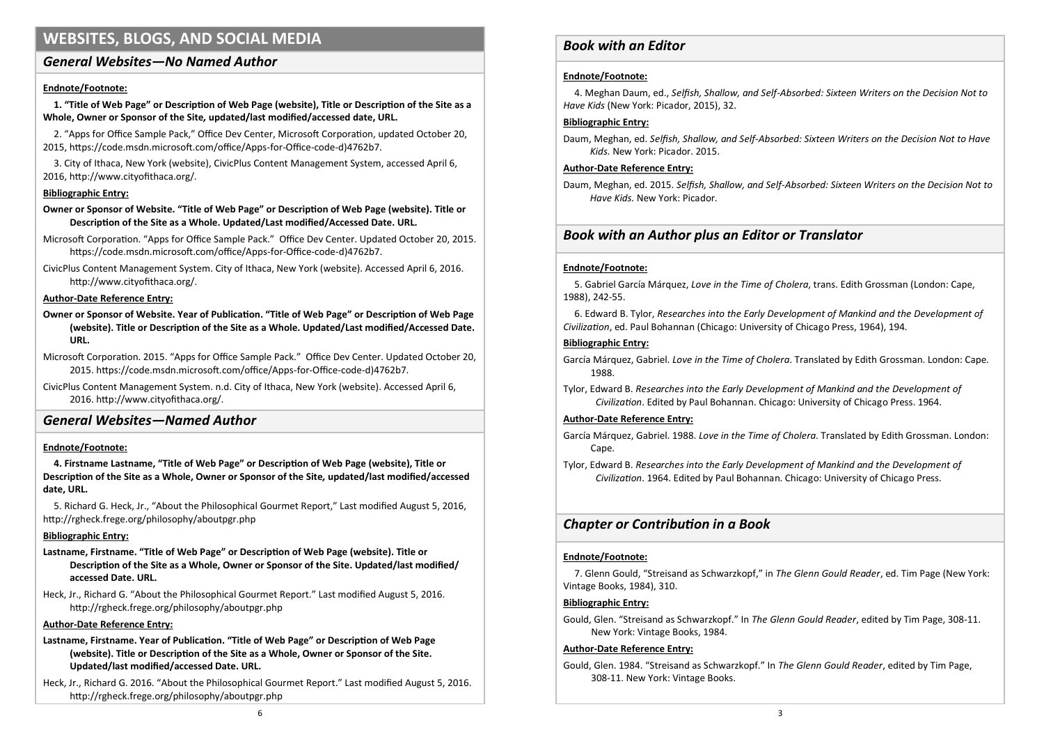## WEBSITES, BLOGS, AND SOCIAL MEDIA

### *General Websites—No Named Author*

**Endnote/Footnote:**

**1. "Title of Web Page" or Description of Web Page (website), Title or Description of the Site as a Whole, Owner or Sponsor of the Site, updated/last modified/accessed date, URL.**

2. "Apps for Office Sample Pack," Office Dev Center, Microsoft Corporation, updated October 20, 2015, https://code.msdn.microsoft.com/office/Apps-for-Office-code-d)4762b7.

3. City of Ithaca, New York (website), CivicPlus Content Management System, accessed April 6, 2016, http://www.cityofithaca.org/.

**Bibliographic Entry:**

**Owner or Sponsor of Website. "Title of Web Page" or Description of Web Page (website). Title or Description of the Site as a Whole. Updated/Last modified/Accessed Date. URL.**

Microsoft Corporation. "Apps for Office Sample Pack." Office Dev Center. Updated October 20, 2015. https://code.msdn.microsoft.com/office/Apps-for-Office-code-d)4762b7.

CivicPlus Content Management System. City of Ithaca, New York (website). Accessed April 6, 2016. http://www.cityofithaca.org/.

**Author-Date Reference Entry:**

**Owner or Sponsor of Website. Year of Publication. "Title of Web Page" or Description of Web Page (website). Title or Description of the Site as a Whole. Updated/Last modified/Accessed Date. URL.**

Microsoft Corporation. 2015. "Apps for Office Sample Pack." Office Dev Center. Updated October 20, 2015. https://code.msdn.microsoft.com/office/Apps-for-Office-code-d)4762b7.

CivicPlus Content Management System. n.d. City of Ithaca, New York (website). Accessed April 6, 2016. http://www.cityofithaca.org/.

### *General Websites—Named Author*

**Endnote/Footnote:**

**4. Firstname Lastname, "Title of Web Page" or Description of Web Page (website), Title or Description of the Site as a Whole, Owner or Sponsor of the Site, updated/last modified/accessed date, URL.**

5. Richard G. Heck, Jr., "About the Philosophical Gourmet Report," Last modified August 5, 2016, http://rgheck.frege.org/philosophy/aboutpgr.php

**Bibliographic Entry:**

**Lastname, Firstname. "Title of Web Page" or Description of Web Page (website). Title or Description of the Site as a Whole, Owner or Sponsor of the Site. Updated/last modified/ accessed Date. URL.**

Heck, Jr., Richard G. "About the Philosophical Gourmet Report." Last modified August 5, 2016. http://rgheck.frege.org/philosophy/aboutpgr.php

**Author-Date Reference Entry:**

**Lastname, Firstname. Year of Publication. "Title of Web Page" or Description of Web Page (website). Title or Description of the Site as a Whole, Owner or Sponsor of the Site. Updated/last modified/accessed Date. URL.**

Heck, Jr., Richard G. 2016. "About the Philosophical Gourmet Report." Last modified August 5, 2016. http://rgheck.frege.org/philosophy/aboutpgr.php

### *Book with an Editor*

**Endnote/Footnote:**

4. Meghan Daum, ed., *Selfish, Shallow, and Self-Absorbed: Sixteen Writers on the Decision Not to Have Kids* (New York: Picador, 2015), 32.

**Bibliographic Entry:**

Daum, Meghan, ed. *Selfish, Shallow, and Self-Absorbed: Sixteen Writers on the Decision Not to Have Kids.* New York: Picador. 2015.

**Author-Date Reference Entry:**

Daum, Meghan, ed. 2015. *Selfish, Shallow, and Self-Absorbed: Sixteen Writers on the Decision Not to Have Kids.* New York: Picador.

### *Book with an Author plus an Editor or Translator*

**Endnote/Footnote:**

5. Gabriel García Márquez, *Love in the Time of Cholera*, trans. Edith Grossman (London: Cape, 1988), 242-55.

6. Edward B. Tylor, *Researches into the Early Development of Mankind and the Development of Civilization*, ed. Paul Bohannan (Chicago: University of Chicago Press, 1964), 194.

**Bibliographic Entry:**

García Márquez, Gabriel. *Love in the Time of Cholera*. Translated by Edith Grossman. London: Cape. 1988.

Tylor, Edward B. *Researches into the Early Development of Mankind and the Development of Civilization*. Edited by Paul Bohannan. Chicago: University of Chicago Press. 1964.

**Author-Date Reference Entry:**

García Márquez, Gabriel. 1988. *Love in the Time of Cholera*. Translated by Edith Grossman. London: Cape.

Tylor, Edward B. *Researches into the Early Development of Mankind and the Development of Civilization*. 1964. Edited by Paul Bohannan. Chicago: University of Chicago Press.

### *Chapter or Contribution in a Book*

**Endnote/Footnote:**

7. Glenn Gould, "Streisand as Schwarzkopf," in *The Glenn Gould Reader*, ed. Tim Page (New York: Vintage Books, 1984), 310.

**Bibliographic Entry:**

Gould, Glen. "Streisand as Schwarzkopf." In *The Glenn Gould Reader*, edited by Tim Page, 308-11. New York: Vintage Books, 1984.

**Author-Date Reference Entry:**

Gould, Glen. 1984. "Streisand as Schwarzkopf." In *The Glenn Gould Reader*, edited by Tim Page, 308-11. New York: Vintage Books.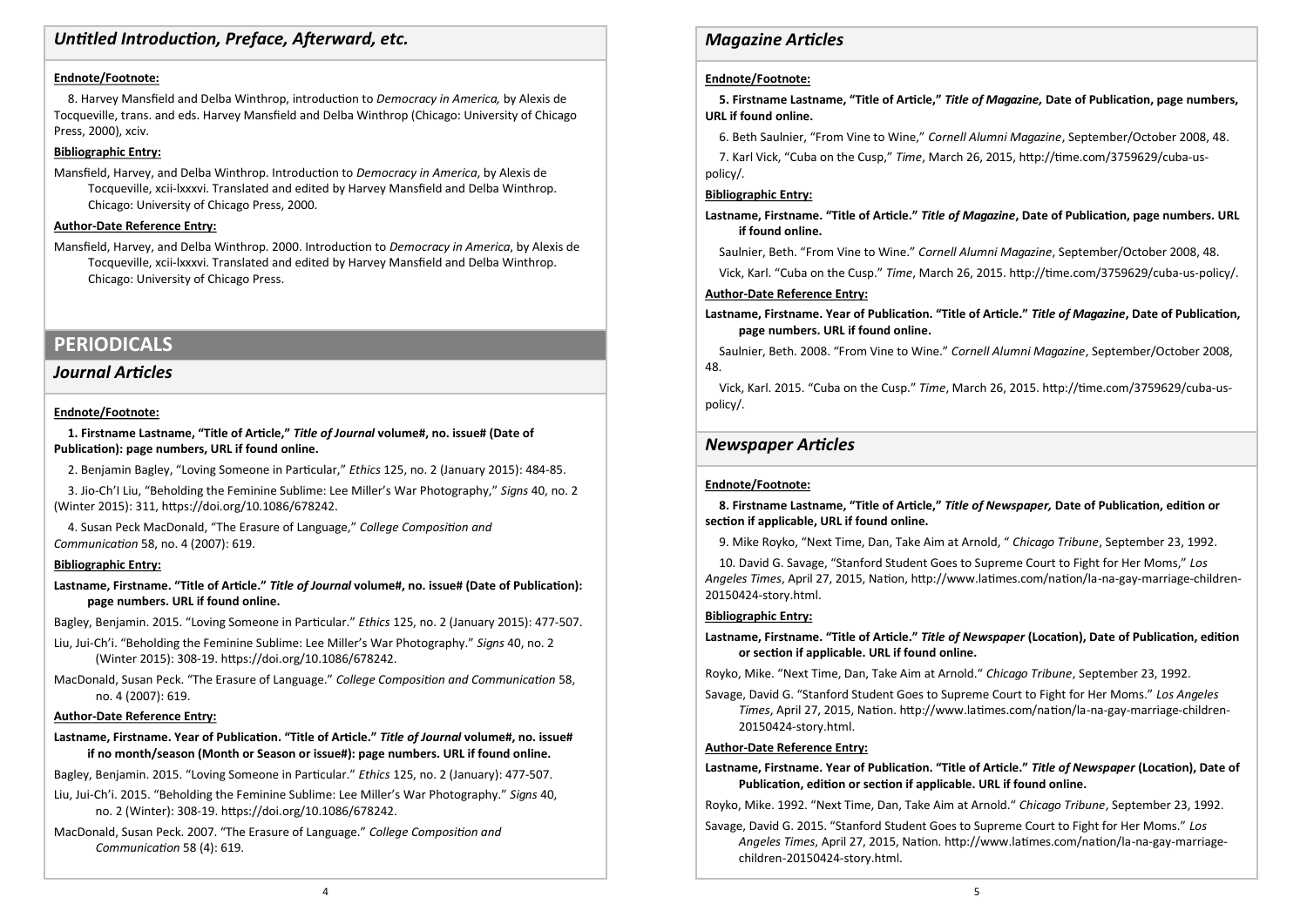## *Untitled Introduction, Preface, Afterward, etc.*

**Endnote/Footnote:**

8. Harvey Mansfield and Delba Winthrop, introduction to *Democracy in America,* by Alexis de Tocqueville, trans. and eds. Harvey Mansfield and Delba Winthrop (Chicago: University of Chicago Press, 2000), xciv.

**Bibliographic Entry:**

Mansfield, Harvey, and Delba Winthrop. Introduction to *Democracy in America*, by Alexis de Tocqueville, xcii-lxxxvi. Translated and edited by Harvey Mansfield and Delba Winthrop. Chicago: University of Chicago Press, 2000.

**Author-Date Reference Entry:**

Mansfield, Harvey, and Delba Winthrop. 2000. Introduction to *Democracy in America*, by Alexis de Tocqueville, xcii-lxxxvi. Translated and edited by Harvey Mansfield and Delba Winthrop. Chicago: University of Chicago Press.

# PERIODICALS

## *Journal Articles*

**Endnote/Footnote:**

**1. Firstname Lastname, "Title of Article,"** ***Title of Journal*** **volume#, no. issue# (Date of Publication): page numbers, URL if found online.**

2. Benjamin Bagley, "Loving Someone in Particular," *Ethics* 125, no. 2 (January 2015): 484-85.

3. Jio-Ch'I Liu, "Beholding the Feminine Sublime: Lee Miller's War Photography," *Signs* 40, no. 2 (Winter 2015): 311, https://doi.org/10.1086/678242.

4. Susan Peck MacDonald, "The Erasure of Language," *College Composition and Communication* 58, no. 4 (2007): 619.

**Bibliographic Entry:**

**Lastname, Firstname. "Title of Article."** ***Title of Journal*** **volume#, no. issue# (Date of Publication): page numbers. URL if found online.**

Bagley, Benjamin. 2015. "Loving Someone in Particular." *Ethics* 125, no. 2 (January 2015): 477-507.

Liu, Jui-Ch'i. "Beholding the Feminine Sublime: Lee Miller's War Photography." *Signs* 40, no. 2 (Winter 2015): 308-19. https://doi.org/10.1086/678242.

MacDonald, Susan Peck. "The Erasure of Language." *College Composition and Communication* 58, no. 4 (2007): 619.

**Author-Date Reference Entry:**

**Lastname, Firstname. Year of Publication. "Title of Article."** ***Title of Journal*** **volume#, no. issue# if no month/season (Month or Season or issue#): page numbers. URL if found online.**

Bagley, Benjamin. 2015. "Loving Someone in Particular." *Ethics* 125, no. 2 (January): 477-507.

Liu, Jui-Ch'i. 2015. "Beholding the Feminine Sublime: Lee Miller's War Photography." *Signs* 40, no. 2 (Winter): 308-19. https://doi.org/10.1086/678242.

MacDonald, Susan Peck. 2007. "The Erasure of Language." *College Composition and Communication* 58 (4): 619.

## *Magazine Articles*

**Endnote/Footnote:**

**5. Firstname Lastname, "Title of Article,"** ***Title of Magazine,*** **Date of Publication, page numbers, URL if found online.**

6. Beth Saulnier, "From Vine to Wine," *Cornell Alumni Magazine*, September/October 2008, 48.

7. Karl Vick, "Cuba on the Cusp," *Time*, March 26, 2015, http://time.com/3759629/cuba-us-policy/.

**Bibliographic Entry:**

**Lastname, Firstname. "Title of Article."** ***Title of Magazine*****, Date of Publication, page numbers. URL if found online.**

Saulnier, Beth. "From Vine to Wine." *Cornell Alumni Magazine*, September/October 2008, 48.

Vick, Karl. "Cuba on the Cusp." *Time*, March 26, 2015. http://time.com/3759629/cuba-us-policy/.

**Author-Date Reference Entry:**

**Lastname, Firstname. Year of Publication. "Title of Article."** ***Title of Magazine*****, Date of Publication, page numbers. URL if found online.**

Saulnier, Beth. 2008. "From Vine to Wine." *Cornell Alumni Magazine*, September/October 2008, 48.

Vick, Karl. 2015. "Cuba on the Cusp." *Time*, March 26, 2015. http://time.com/3759629/cuba-us-policy/.

## *Newspaper Articles*

**Endnote/Footnote:**

**8. Firstname Lastname, "Title of Article,"** ***Title of Newspaper,*** **Date of Publication, edition or section if applicable, URL if found online.**

9. Mike Royko, "Next Time, Dan, Take Aim at Arnold, " *Chicago Tribune*, September 23, 1992.

10. David G. Savage, "Stanford Student Goes to Supreme Court to Fight for Her Moms," *Los Angeles Times*, April 27, 2015, Nation, http://www.latimes.com/nation/la-na-gay-marriage-children-20150424-story.html.

**Bibliographic Entry:**

**Lastname, Firstname. "Title of Article."** ***Title of Newspaper*** **(Location), Date of Publication, edition or section if applicable. URL if found online.**

Royko, Mike. "Next Time, Dan, Take Aim at Arnold." *Chicago Tribune*, September 23, 1992.

Savage, David G. "Stanford Student Goes to Supreme Court to Fight for Her Moms." *Los Angeles Times*, April 27, 2015, Nation. http://www.latimes.com/nation/la-na-gay-marriage-children-20150424-story.html.

**Author-Date Reference Entry:**

**Lastname, Firstname. Year of Publication. "Title of Article."** ***Title of Newspaper*** **(Location), Date of Publication, edition or section if applicable. URL if found online.**

Royko, Mike. 1992. "Next Time, Dan, Take Aim at Arnold." *Chicago Tribune*, September 23, 1992.

Savage, David G. 2015. "Stanford Student Goes to Supreme Court to Fight for Her Moms." *Los Angeles Times*, April 27, 2015, Nation. http://www.latimes.com/nation/la-na-gay-marriage-children-20150424-story.html.